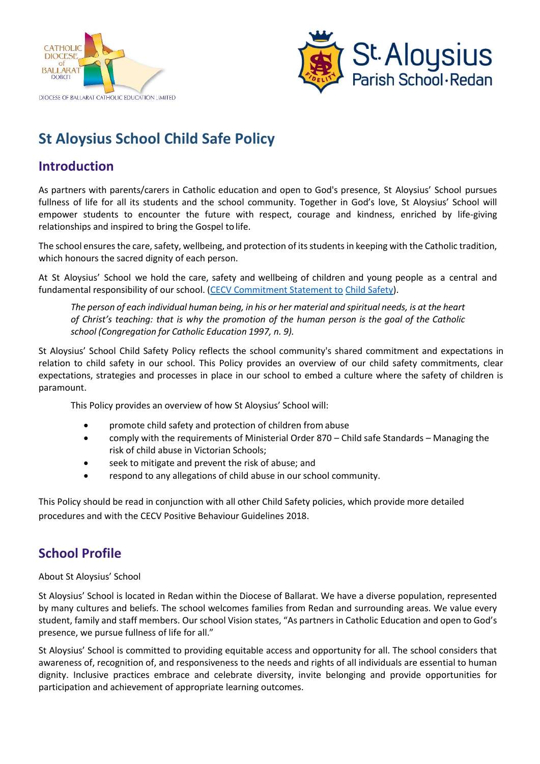# St Aloysius School Child Safe Policy

## Introduction

As partners with parents/carers in Catholic education and open to God's presence, St Aloysius' School pursues fullness of life for all its students and the school community. Together in God's love, St Aloysius' School will empower students to encounter the future with respect, courage and kindness, enriched by life-giving relationships and inspired to bring the Gospel to life.

The school ensures the care, safety, wellbeing, and protection of its students in keeping with the Catholic tradition, which honours the sacred dignity of each person.

At St Aloysius' School we hold the care, safety and wellbeing of children and young people as a central and fundamental responsibility of our school. (CECV Commitment Statement to Child Safety).

> *The person of each individual human being, in his or her material and spiritual needs, is at the heart of Christ's teaching: that is why the promotion of the human person is the goal of the Catholic school (Congregation for Catholic Education 1997, n. 9).*

St Aloysius' School Child Safety Policy reflects the school community's shared commitment and expectations in relation to child safety in our school. This Policy provides an overview of our child safety commitments, clear expectations, strategies and processes in place in our school to embed a culture where the safety of children is paramount.

This Policy provides an overview of how St Aloysius' School will:

- promote child safety and protection of children from abuse
- comply with the requirements of Ministerial Order 870 – Child safe Standards – Managing the risk of child abuse in Victorian Schools;
- seek to mitigate and prevent the risk of abuse; and
- respond to any allegations of child abuse in our school community.

This Policy should be read in conjunction with all other Child Safety policies, which provide more detailed procedures and with the CECV Positive Behaviour Guidelines 2018.

## School Profile

About St Aloysius' School

St Aloysius' School is located in Redan within the Diocese of Ballarat. We have a diverse population, represented by many cultures and beliefs. The school welcomes families from Redan and surrounding areas. We value every student, family and staff members. Our school Vision states, "As partners in Catholic Education and open to God's presence, we pursue fullness of life for all."

St Aloysius' School is committed to providing equitable access and opportunity for all. The school considers that awareness of, recognition of, and responsiveness to the needs and rights of all individuals are essential to human dignity. Inclusive practices embrace and celebrate diversity, invite belonging and provide opportunities for participation and achievement of appropriate learning outcomes.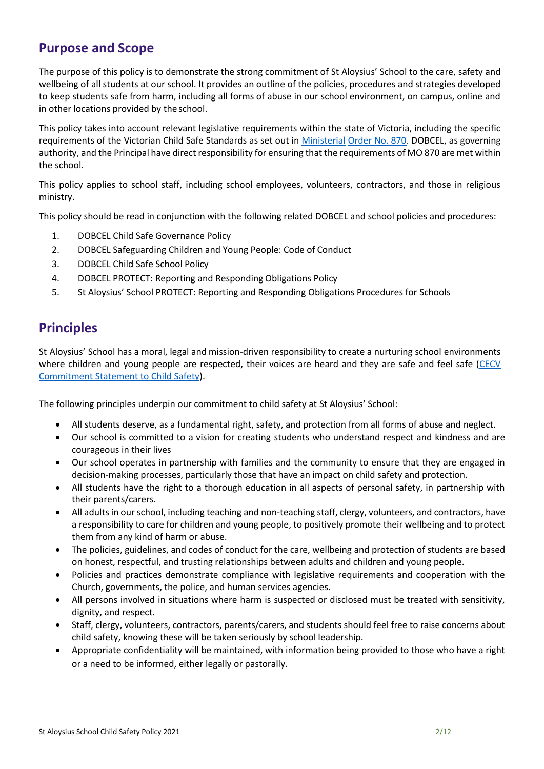## Purpose and Scope

The purpose of this policy is to demonstrate the strong commitment of St Aloysius' School to the care, safety and wellbeing of all students at our school. It provides an outline of the policies, procedures and strategies developed to keep students safe from harm, including all forms of abuse in our school environment, on campus, online and in other locations provided by the school.

This policy takes into account relevant legislative requirements within the state of Victoria, including the specific requirements of the Victorian Child Safe Standards as set out in [Ministerial Order No. 870](). DOBCEL, as governing authority, and the Principal have direct responsibility for ensuring that the requirements of MO 870 are met within the school.

This policy applies to school staff, including school employees, volunteers, contractors, and those in religious ministry.

This policy should be read in conjunction with the following related DOBCEL and school policies and procedures:

1. DOBCEL Child Safe Governance Policy
2. DOBCEL Safeguarding Children and Young People: Code of Conduct
3. DOBCEL Child Safe School Policy
4. DOBCEL PROTECT: Reporting and Responding Obligations Policy
5. St Aloysius' School PROTECT: Reporting and Responding Obligations Procedures for Schools

## Principles

St Aloysius' School has a moral, legal and mission-driven responsibility to create a nurturing school environments where children and young people are respected, their voices are heard and they are safe and feel safe ([CECV Commitment Statement to Child Safety]()).

The following principles underpin our commitment to child safety at St Aloysius' School:

- All students deserve, as a fundamental right, safety, and protection from all forms of abuse and neglect.
- Our school is committed to a vision for creating students who understand respect and kindness and are courageous in their lives
- Our school operates in partnership with families and the community to ensure that they are engaged in decision-making processes, particularly those that have an impact on child safety and protection.
- All students have the right to a thorough education in all aspects of personal safety, in partnership with their parents/carers.
- All adults in our school, including teaching and non-teaching staff, clergy, volunteers, and contractors, have a responsibility to care for children and young people, to positively promote their wellbeing and to protect them from any kind of harm or abuse.
- The policies, guidelines, and codes of conduct for the care, wellbeing and protection of students are based on honest, respectful, and trusting relationships between adults and children and young people.
- Policies and practices demonstrate compliance with legislative requirements and cooperation with the Church, governments, the police, and human services agencies.
- All persons involved in situations where harm is suspected or disclosed must be treated with sensitivity, dignity, and respect.
- Staff, clergy, volunteers, contractors, parents/carers, and students should feel free to raise concerns about child safety, knowing these will be taken seriously by school leadership.
- Appropriate confidentiality will be maintained, with information being provided to those who have a right or a need to be informed, either legally or pastorally.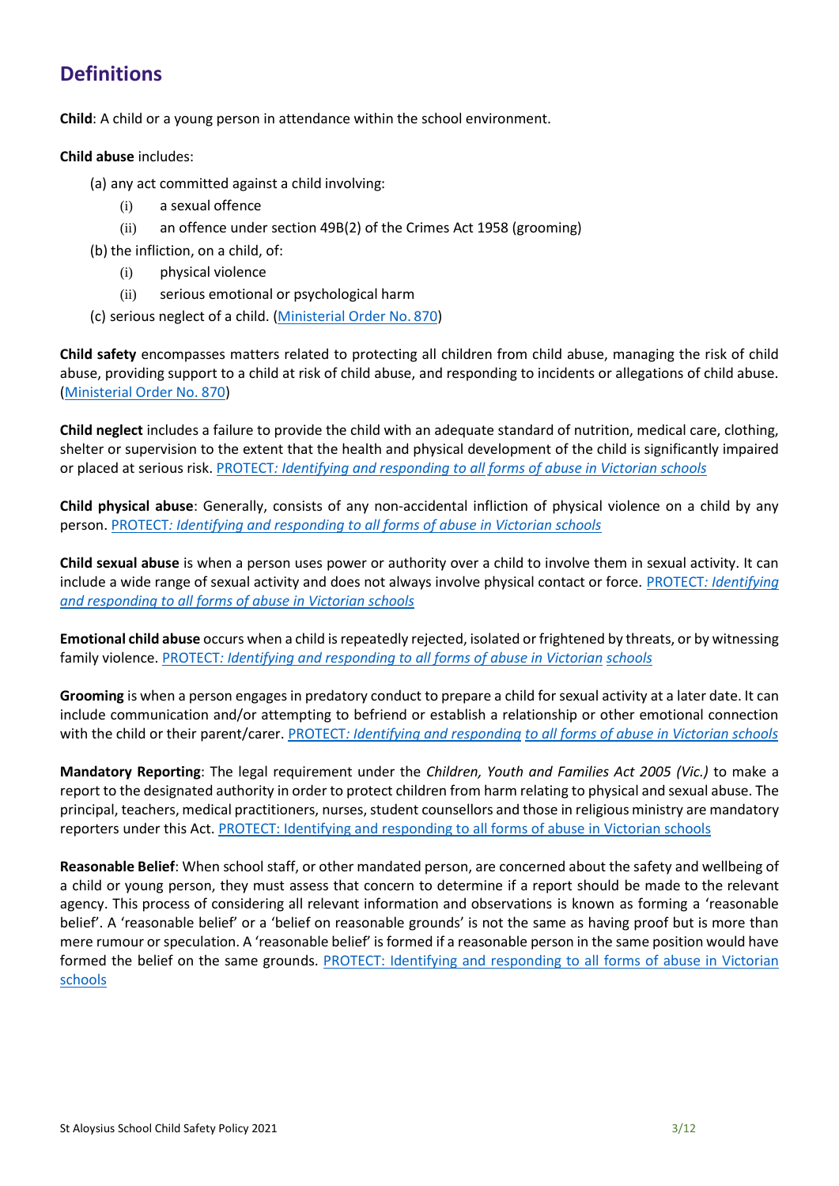## Definitions

**Child**: A child or a young person in attendance within the school environment.

**Child abuse** includes:

(a) any act committed against a child involving:

- (i) a sexual offence
- (ii) an offence under section 49B(2) of the Crimes Act 1958 (grooming)

(b) the infliction, on a child, of:

- (i) physical violence
- (ii) serious emotional or psychological harm

(c) serious neglect of a child. (Ministerial Order No. 870)

**Child safety** encompasses matters related to protecting all children from child abuse, managing the risk of child abuse, providing support to a child at risk of child abuse, and responding to incidents or allegations of child abuse. (Ministerial Order No. 870)

**Child neglect** includes a failure to provide the child with an adequate standard of nutrition, medical care, clothing, shelter or supervision to the extent that the health and physical development of the child is significantly impaired or placed at serious risk. PROTECT*: Identifying and responding to all forms of abuse in Victorian schools*

**Child physical abuse**: Generally, consists of any non-accidental infliction of physical violence on a child by any person. PROTECT*: Identifying and responding to all forms of abuse in Victorian schools*

**Child sexual abuse** is when a person uses power or authority over a child to involve them in sexual activity. It can include a wide range of sexual activity and does not always involve physical contact or force. PROTECT*: Identifying and responding to all forms of abuse in Victorian schools*

**Emotional child abuse** occurs when a child is repeatedly rejected, isolated or frightened by threats, or by witnessing family violence. PROTECT*: Identifying and responding to all forms of abuse in Victorian schools*

**Grooming** is when a person engages in predatory conduct to prepare a child for sexual activity at a later date. It can include communication and/or attempting to befriend or establish a relationship or other emotional connection with the child or their parent/carer. PROTECT*: Identifying and responding to all forms of abuse in Victorian schools*

**Mandatory Reporting**: The legal requirement under the *Children, Youth and Families Act 2005 (Vic.)* to make a report to the designated authority in order to protect children from harm relating to physical and sexual abuse. The principal, teachers, medical practitioners, nurses, student counsellors and those in religious ministry are mandatory reporters under this Act. PROTECT: Identifying and responding to all forms of abuse in Victorian schools

**Reasonable Belief**: When school staff, or other mandated person, are concerned about the safety and wellbeing of a child or young person, they must assess that concern to determine if a report should be made to the relevant agency. This process of considering all relevant information and observations is known as forming a 'reasonable belief'. A 'reasonable belief' or a 'belief on reasonable grounds' is not the same as having proof but is more than mere rumour or speculation. A 'reasonable belief' is formed if a reasonable person in the same position would have formed the belief on the same grounds. PROTECT: Identifying and responding to all forms of abuse in Victorian schools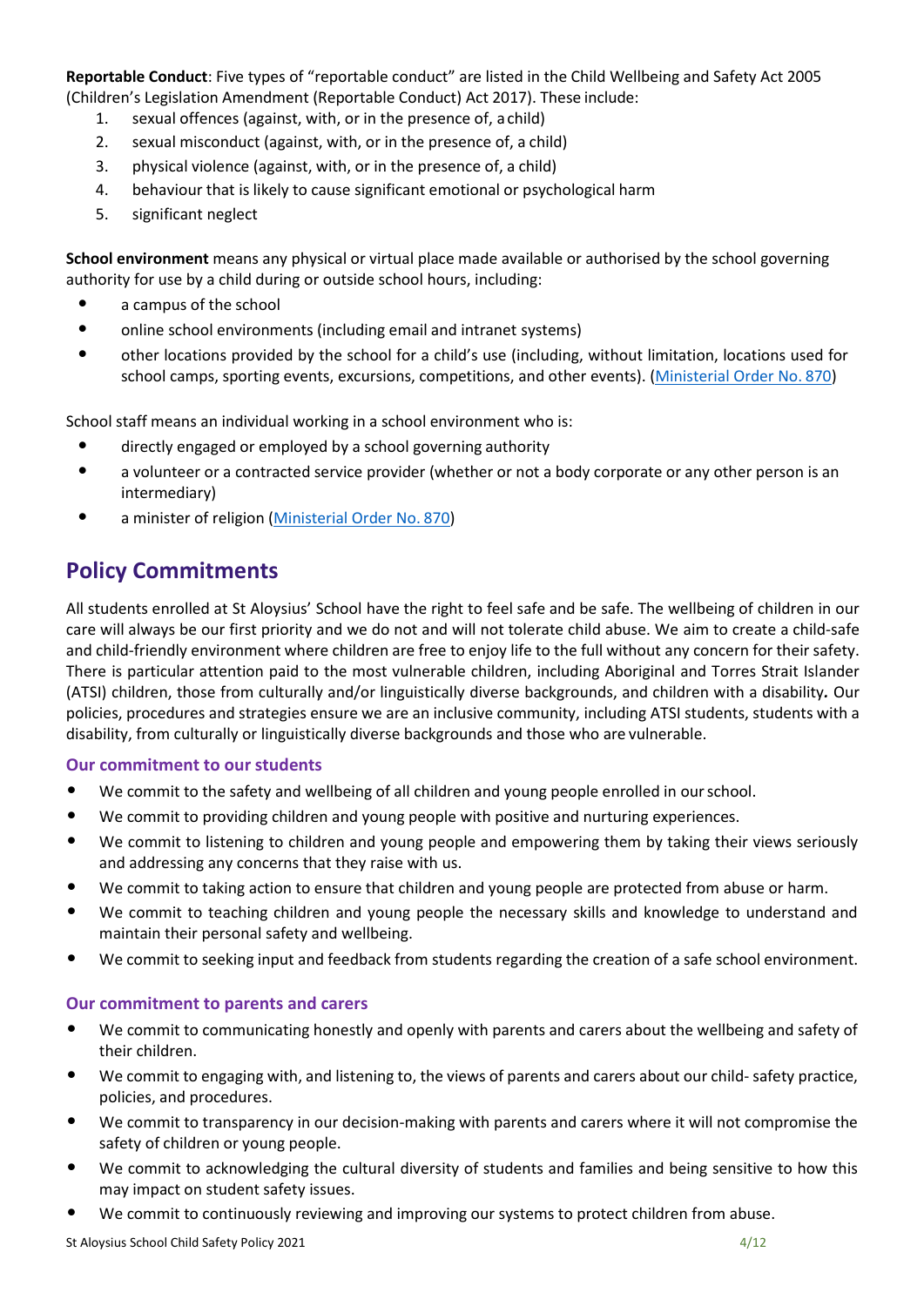**Reportable Conduct**: Five types of "reportable conduct" are listed in the Child Wellbeing and Safety Act 2005 (Children's Legislation Amendment (Reportable Conduct) Act 2017). These include:

1. sexual offences (against, with, or in the presence of, a child)
2. sexual misconduct (against, with, or in the presence of, a child)
3. physical violence (against, with, or in the presence of, a child)
4. behaviour that is likely to cause significant emotional or psychological harm
5. significant neglect

**School environment** means any physical or virtual place made available or authorised by the school governing authority for use by a child during or outside school hours, including:

- a campus of the school
- online school environments (including email and intranet systems)
- other locations provided by the school for a child's use (including, without limitation, locations used for school camps, sporting events, excursions, competitions, and other events). (Ministerial Order No. 870)

School staff means an individual working in a school environment who is:

- directly engaged or employed by a school governing authority
- a volunteer or a contracted service provider (whether or not a body corporate or any other person is an intermediary)
- a minister of religion (Ministerial Order No. 870)

## Policy Commitments

All students enrolled at St Aloysius' School have the right to feel safe and be safe. The wellbeing of children in our care will always be our first priority and we do not and will not tolerate child abuse. We aim to create a child-safe and child-friendly environment where children are free to enjoy life to the full without any concern for their safety. There is particular attention paid to the most vulnerable children, including Aboriginal and Torres Strait Islander (ATSI) children, those from culturally and/or linguistically diverse backgrounds, and children with a disability**.** Our policies, procedures and strategies ensure we are an inclusive community, including ATSI students, students with a disability, from culturally or linguistically diverse backgrounds and those who are vulnerable.

### Our commitment to our students

- We commit to the safety and wellbeing of all children and young people enrolled in our school.
- We commit to providing children and young people with positive and nurturing experiences.
- We commit to listening to children and young people and empowering them by taking their views seriously and addressing any concerns that they raise with us.
- We commit to taking action to ensure that children and young people are protected from abuse or harm.
- We commit to teaching children and young people the necessary skills and knowledge to understand and maintain their personal safety and wellbeing.
- We commit to seeking input and feedback from students regarding the creation of a safe school environment.

### Our commitment to parents and carers

- We commit to communicating honestly and openly with parents and carers about the wellbeing and safety of their children.
- We commit to engaging with, and listening to, the views of parents and carers about our child- safety practice, policies, and procedures.
- We commit to transparency in our decision-making with parents and carers where it will not compromise the safety of children or young people.
- We commit to acknowledging the cultural diversity of students and families and being sensitive to how this may impact on student safety issues.
- We commit to continuously reviewing and improving our systems to protect children from abuse.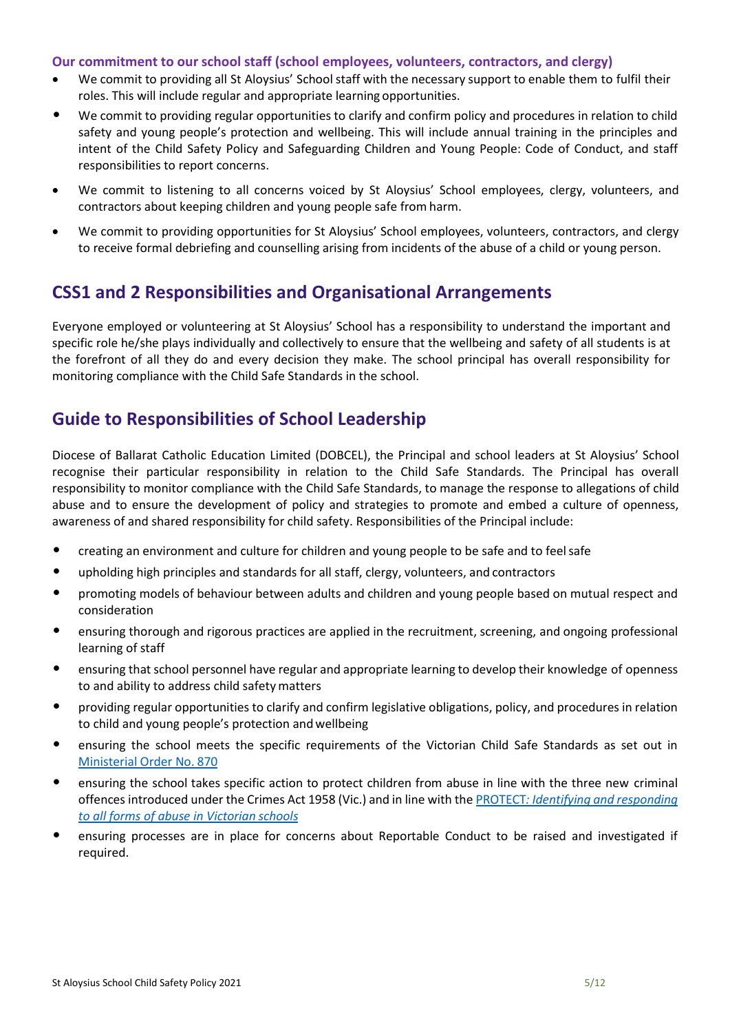**Our commitment to our school staff (school employees, volunteers, contractors, and clergy)**

- We commit to providing all St Aloysius' School staff with the necessary support to enable them to fulfil their roles. This will include regular and appropriate learning opportunities.
- We commit to providing regular opportunities to clarify and confirm policy and procedures in relation to child safety and young people's protection and wellbeing. This will include annual training in the principles and intent of the Child Safety Policy and Safeguarding Children and Young People: Code of Conduct, and staff responsibilities to report concerns.
- We commit to listening to all concerns voiced by St Aloysius' School employees, clergy, volunteers, and contractors about keeping children and young people safe from harm.
- We commit to providing opportunities for St Aloysius' School employees, volunteers, contractors, and clergy to receive formal debriefing and counselling arising from incidents of the abuse of a child or young person.

## CSS1 and 2 Responsibilities and Organisational Arrangements

Everyone employed or volunteering at St Aloysius' School has a responsibility to understand the important and specific role he/she plays individually and collectively to ensure that the wellbeing and safety of all students is at the forefront of all they do and every decision they make. The school principal has overall responsibility for monitoring compliance with the Child Safe Standards in the school.

## Guide to Responsibilities of School Leadership

Diocese of Ballarat Catholic Education Limited (DOBCEL), the Principal and school leaders at St Aloysius' School recognise their particular responsibility in relation to the Child Safe Standards. The Principal has overall responsibility to monitor compliance with the Child Safe Standards, to manage the response to allegations of child abuse and to ensure the development of policy and strategies to promote and embed a culture of openness, awareness of and shared responsibility for child safety. Responsibilities of the Principal include:

- creating an environment and culture for children and young people to be safe and to feel safe
- upholding high principles and standards for all staff, clergy, volunteers, and contractors
- promoting models of behaviour between adults and children and young people based on mutual respect and consideration
- ensuring thorough and rigorous practices are applied in the recruitment, screening, and ongoing professional learning of staff
- ensuring that school personnel have regular and appropriate learning to develop their knowledge of openness to and ability to address child safety matters
- providing regular opportunities to clarify and confirm legislative obligations, policy, and procedures in relation to child and young people's protection and wellbeing
- ensuring the school meets the specific requirements of the Victorian Child Safe Standards as set out in Ministerial Order No. 870
- ensuring the school takes specific action to protect children from abuse in line with the three new criminal offences introduced under the Crimes Act 1958 (Vic.) and in line with the PROTECT*: Identifying and responding to all forms of abuse in Victorian schools*
- ensuring processes are in place for concerns about Reportable Conduct to be raised and investigated if required.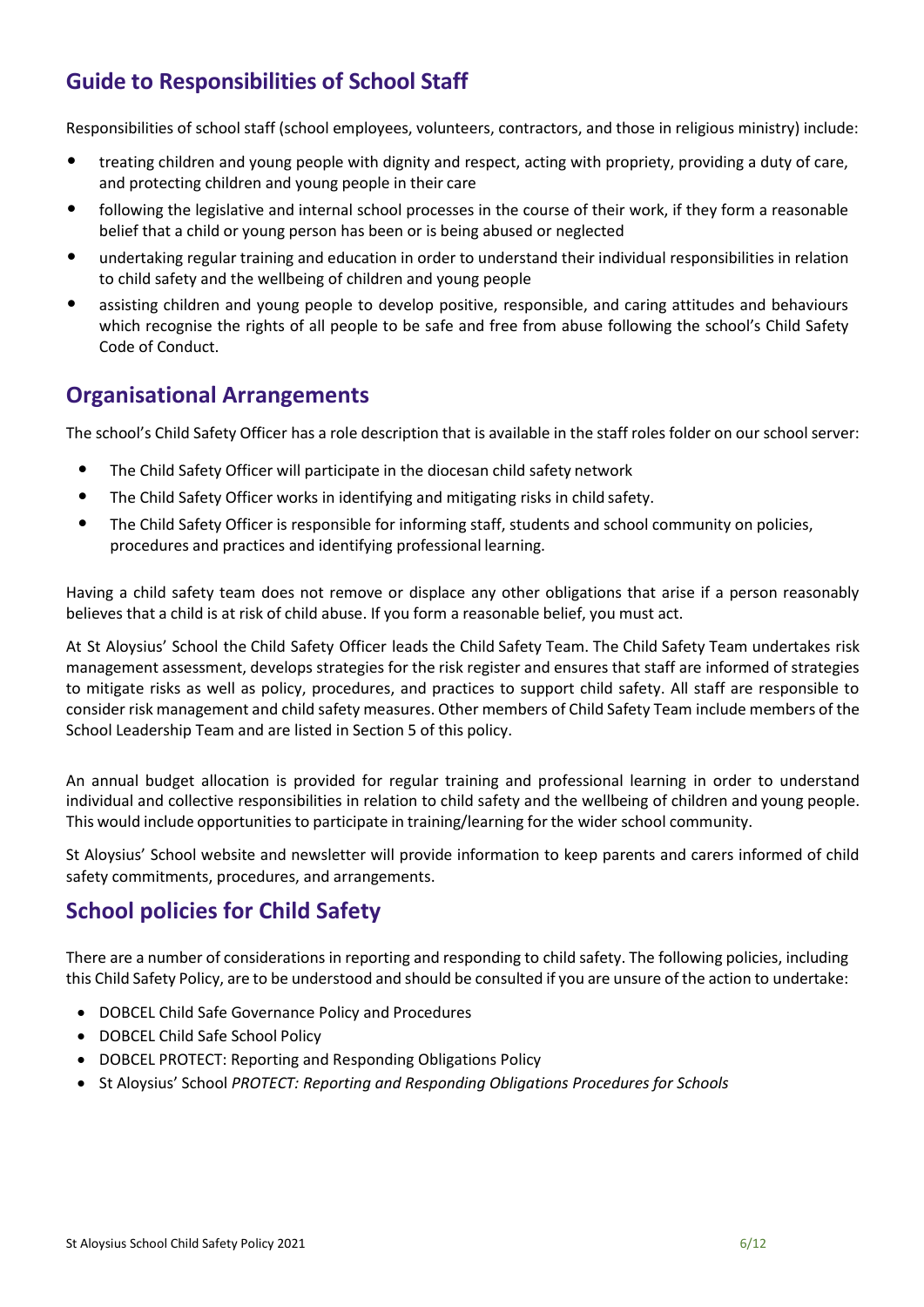## Guide to Responsibilities of School Staff

Responsibilities of school staff (school employees, volunteers, contractors, and those in religious ministry) include:

- treating children and young people with dignity and respect, acting with propriety, providing a duty of care, and protecting children and young people in their care
- following the legislative and internal school processes in the course of their work, if they form a reasonable belief that a child or young person has been or is being abused or neglected
- undertaking regular training and education in order to understand their individual responsibilities in relation to child safety and the wellbeing of children and young people
- assisting children and young people to develop positive, responsible, and caring attitudes and behaviours which recognise the rights of all people to be safe and free from abuse following the school's Child Safety Code of Conduct.

## Organisational Arrangements

The school's Child Safety Officer has a role description that is available in the staff roles folder on our school server:

- The Child Safety Officer will participate in the diocesan child safety network
- The Child Safety Officer works in identifying and mitigating risks in child safety.
- The Child Safety Officer is responsible for informing staff, students and school community on policies, procedures and practices and identifying professional learning.

Having a child safety team does not remove or displace any other obligations that arise if a person reasonably believes that a child is at risk of child abuse. If you form a reasonable belief, you must act.

At St Aloysius' School the Child Safety Officer leads the Child Safety Team. The Child Safety Team undertakes risk management assessment, develops strategies for the risk register and ensures that staff are informed of strategies to mitigate risks as well as policy, procedures, and practices to support child safety. All staff are responsible to consider risk management and child safety measures. Other members of Child Safety Team include members of the School Leadership Team and are listed in Section 5 of this policy.

An annual budget allocation is provided for regular training and professional learning in order to understand individual and collective responsibilities in relation to child safety and the wellbeing of children and young people. This would include opportunities to participate in training/learning for the wider school community.

St Aloysius' School website and newsletter will provide information to keep parents and carers informed of child safety commitments, procedures, and arrangements.

## School policies for Child Safety

There are a number of considerations in reporting and responding to child safety. The following policies, including this Child Safety Policy, are to be understood and should be consulted if you are unsure of the action to undertake:

- DOBCEL Child Safe Governance Policy and Procedures
- DOBCEL Child Safe School Policy
- DOBCEL PROTECT: Reporting and Responding Obligations Policy
- St Aloysius' School *PROTECT: Reporting and Responding Obligations Procedures for Schools*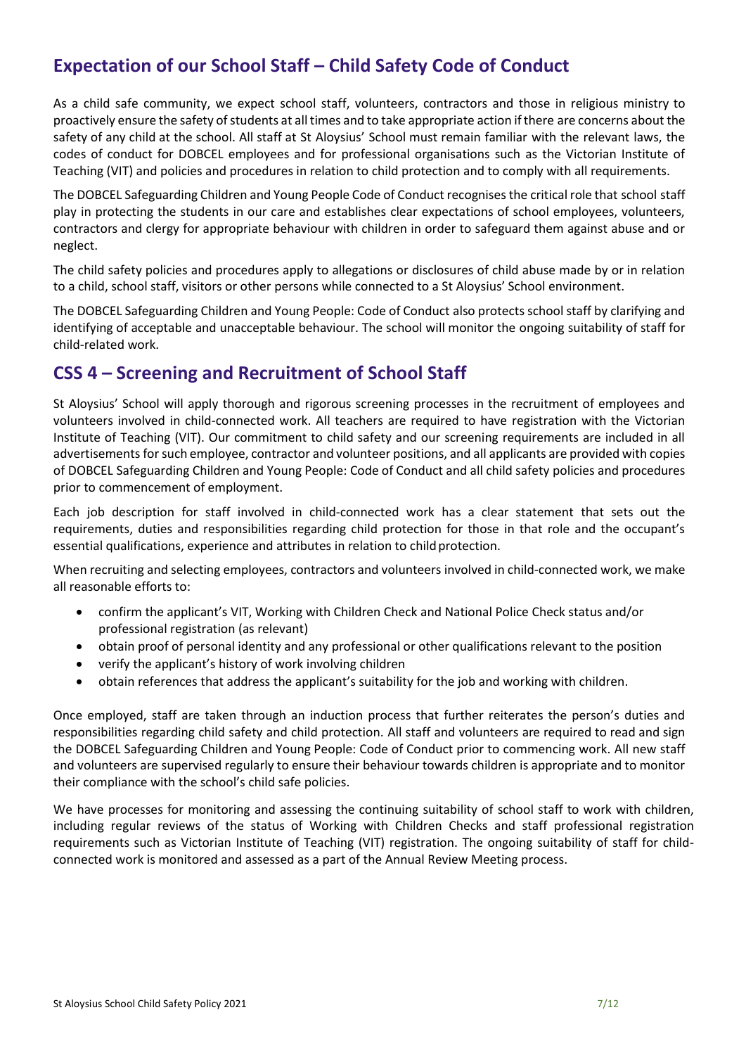## Expectation of our School Staff – Child Safety Code of Conduct

As a child safe community, we expect school staff, volunteers, contractors and those in religious ministry to proactively ensure the safety of students at all times and to take appropriate action if there are concerns about the safety of any child at the school. All staff at St Aloysius' School must remain familiar with the relevant laws, the codes of conduct for DOBCEL employees and for professional organisations such as the Victorian Institute of Teaching (VIT) and policies and procedures in relation to child protection and to comply with all requirements.

The DOBCEL Safeguarding Children and Young People Code of Conduct recognises the critical role that school staff play in protecting the students in our care and establishes clear expectations of school employees, volunteers, contractors and clergy for appropriate behaviour with children in order to safeguard them against abuse and or neglect.

The child safety policies and procedures apply to allegations or disclosures of child abuse made by or in relation to a child, school staff, visitors or other persons while connected to a St Aloysius' School environment.

The DOBCEL Safeguarding Children and Young People: Code of Conduct also protects school staff by clarifying and identifying of acceptable and unacceptable behaviour. The school will monitor the ongoing suitability of staff for child-related work.

## CSS 4 – Screening and Recruitment of School Staff

St Aloysius' School will apply thorough and rigorous screening processes in the recruitment of employees and volunteers involved in child-connected work. All teachers are required to have registration with the Victorian Institute of Teaching (VIT). Our commitment to child safety and our screening requirements are included in all advertisements for such employee, contractor and volunteer positions, and all applicants are provided with copies of DOBCEL Safeguarding Children and Young People: Code of Conduct and all child safety policies and procedures prior to commencement of employment.

Each job description for staff involved in child-connected work has a clear statement that sets out the requirements, duties and responsibilities regarding child protection for those in that role and the occupant's essential qualifications, experience and attributes in relation to child protection.

When recruiting and selecting employees, contractors and volunteers involved in child-connected work, we make all reasonable efforts to:

- confirm the applicant's VIT, Working with Children Check and National Police Check status and/or professional registration (as relevant)
- obtain proof of personal identity and any professional or other qualifications relevant to the position
- verify the applicant's history of work involving children
- obtain references that address the applicant's suitability for the job and working with children.

Once employed, staff are taken through an induction process that further reiterates the person's duties and responsibilities regarding child safety and child protection. All staff and volunteers are required to read and sign the DOBCEL Safeguarding Children and Young People: Code of Conduct prior to commencing work. All new staff and volunteers are supervised regularly to ensure their behaviour towards children is appropriate and to monitor their compliance with the school's child safe policies.

We have processes for monitoring and assessing the continuing suitability of school staff to work with children, including regular reviews of the status of Working with Children Checks and staff professional registration requirements such as Victorian Institute of Teaching (VIT) registration. The ongoing suitability of staff for child-connected work is monitored and assessed as a part of the Annual Review Meeting process.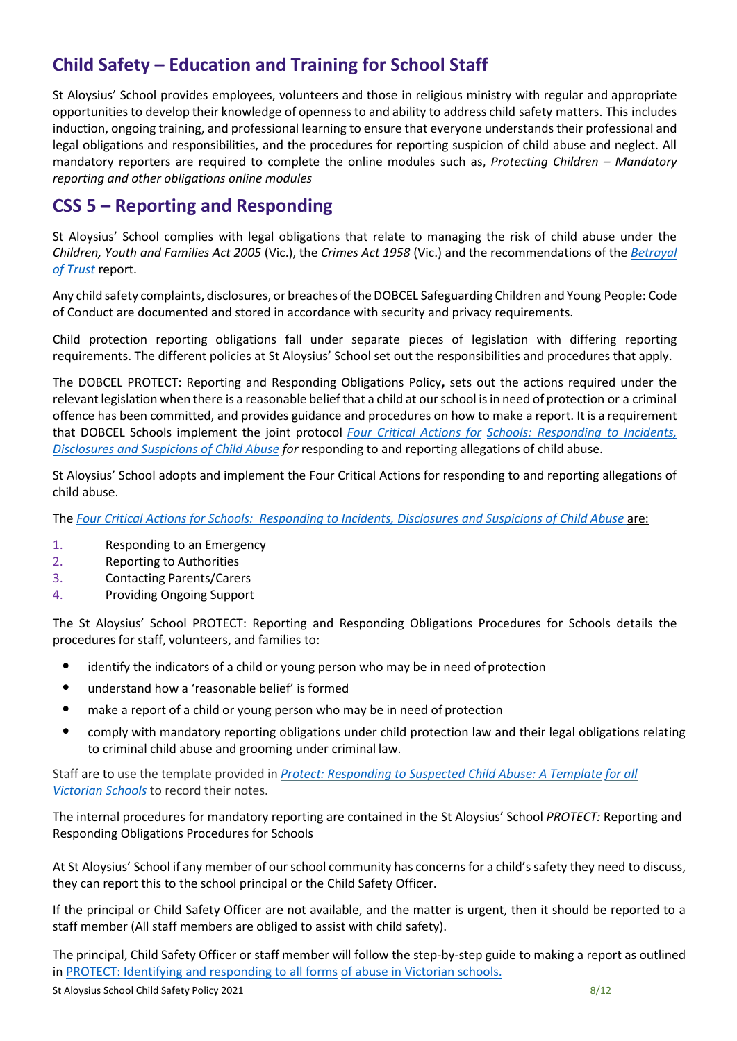## Child Safety – Education and Training for School Staff

St Aloysius' School provides employees, volunteers and those in religious ministry with regular and appropriate opportunities to develop their knowledge of openness to and ability to address child safety matters. This includes induction, ongoing training, and professional learning to ensure that everyone understands their professional and legal obligations and responsibilities, and the procedures for reporting suspicion of child abuse and neglect. All mandatory reporters are required to complete the online modules such as, *Protecting Children – Mandatory reporting and other obligations online modules*

## CSS 5 – Reporting and Responding

St Aloysius' School complies with legal obligations that relate to managing the risk of child abuse under the *Children, Youth and Families Act 2005* (Vic.), the *Crimes Act 1958* (Vic.) and the recommendations of the *Betrayal of Trust* report.

Any child safety complaints, disclosures, or breaches of the DOBCEL Safeguarding Children and Young People: Code of Conduct are documented and stored in accordance with security and privacy requirements.

Child protection reporting obligations fall under separate pieces of legislation with differing reporting requirements. The different policies at St Aloysius' School set out the responsibilities and procedures that apply.

The DOBCEL PROTECT: Reporting and Responding Obligations Policy**,** sets out the actions required under the relevant legislation when there is a reasonable belief that a child at our school is in need of protection or a criminal offence has been committed, and provides guidance and procedures on how to make a report. It is a requirement that DOBCEL Schools implement the joint protocol *Four Critical Actions for Schools: Responding to Incidents, Disclosures and Suspicions of Child Abuse for* responding to and reporting allegations of child abuse.

St Aloysius' School adopts and implement the Four Critical Actions for responding to and reporting allegations of child abuse.

The *Four Critical Actions for Schools: Responding to Incidents, Disclosures and Suspicions of Child Abuse* are:

1. Responding to an Emergency
2. Reporting to Authorities
3. Contacting Parents/Carers
4. Providing Ongoing Support

The St Aloysius' School PROTECT: Reporting and Responding Obligations Procedures for Schools details the procedures for staff, volunteers, and families to:

- identify the indicators of a child or young person who may be in need of protection
- understand how a 'reasonable belief' is formed
- make a report of a child or young person who may be in need of protection
- comply with mandatory reporting obligations under child protection law and their legal obligations relating to criminal child abuse and grooming under criminal law.

Staff are to use the template provided in *Protect: Responding to Suspected Child Abuse: A Template for all Victorian Schools* to record their notes.

The internal procedures for mandatory reporting are contained in the St Aloysius' School *PROTECT:* Reporting and Responding Obligations Procedures for Schools

At St Aloysius' School if any member of our school community has concerns for a child's safety they need to discuss, they can report this to the school principal or the Child Safety Officer.

If the principal or Child Safety Officer are not available, and the matter is urgent, then it should be reported to a staff member (All staff members are obliged to assist with child safety).

The principal, Child Safety Officer or staff member will follow the step-by-step guide to making a report as outlined in PROTECT: Identifying and responding to all forms of abuse in Victorian schools.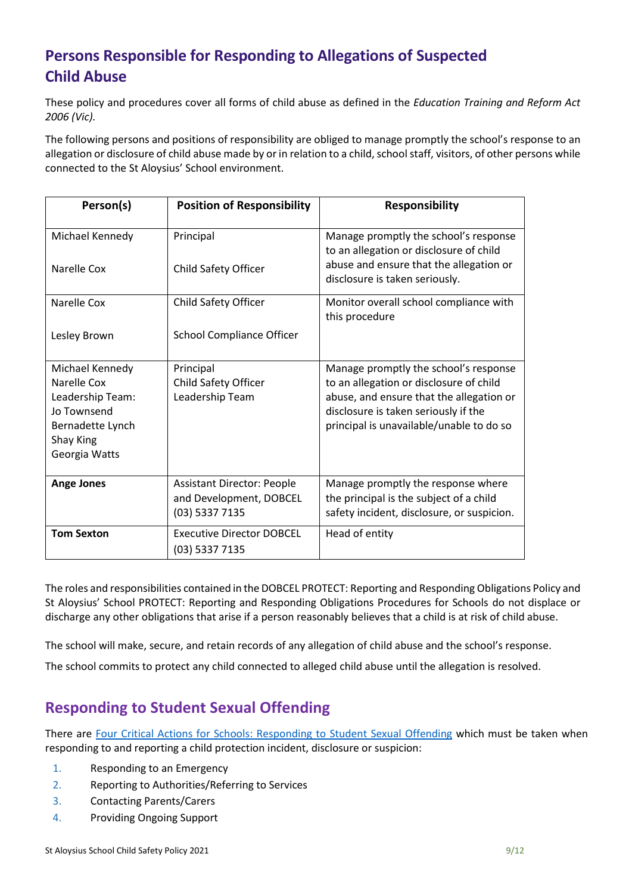## Persons Responsible for Responding to Allegations of Suspected Child Abuse

These policy and procedures cover all forms of child abuse as defined in the *Education Training and Reform Act 2006 (Vic).*

The following persons and positions of responsibility are obliged to manage promptly the school's response to an allegation or disclosure of child abuse made by or in relation to a child, school staff, visitors, of other persons while connected to the St Aloysius' School environment.

| Person(s) | Position of Responsibility | Responsibility |
|---|---|---|
| Michael Kennedy<br><br>Narelle Cox | Principal<br><br>Child Safety Officer | Manage promptly the school's response to an allegation or disclosure of child abuse and ensure that the allegation or disclosure is taken seriously. |
| Narelle Cox<br><br>Lesley Brown | Child Safety Officer<br><br>School Compliance Officer | Monitor overall school compliance with this procedure |
| Michael Kennedy<br>Narelle Cox<br>Leadership Team:<br>Jo Townsend<br>Bernadette Lynch<br>Shay King<br>Georgia Watts | Principal<br>Child Safety Officer<br>Leadership Team | Manage promptly the school's response to an allegation or disclosure of child abuse, and ensure that the allegation or disclosure is taken seriously if the principal is unavailable/unable to do so |
| **Ange Jones** | Assistant Director: People and Development, DOBCEL (03) 5337 7135 | Manage promptly the response where the principal is the subject of a child safety incident, disclosure, or suspicion. |
| **Tom Sexton** | Executive Director DOBCEL (03) 5337 7135 | Head of entity |

The roles and responsibilities contained in the DOBCEL PROTECT: Reporting and Responding Obligations Policy and St Aloysius' School PROTECT: Reporting and Responding Obligations Procedures for Schools do not displace or discharge any other obligations that arise if a person reasonably believes that a child is at risk of child abuse.

The school will make, secure, and retain records of any allegation of child abuse and the school's response.

The school commits to protect any child connected to alleged child abuse until the allegation is resolved.

## Responding to Student Sexual Offending

There are Four Critical Actions for Schools: Responding to Student Sexual Offending which must be taken when responding to and reporting a child protection incident, disclosure or suspicion:

1. Responding to an Emergency
2. Reporting to Authorities/Referring to Services
3. Contacting Parents/Carers
4. Providing Ongoing Support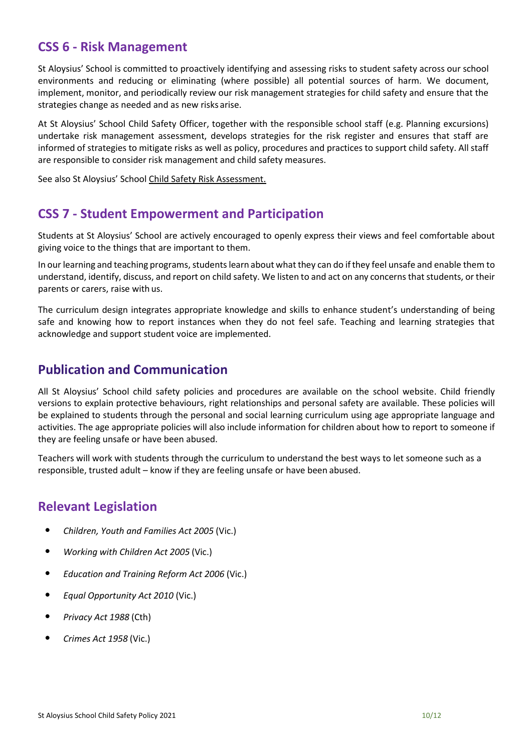## CSS 6 - Risk Management

St Aloysius' School is committed to proactively identifying and assessing risks to student safety across our school environments and reducing or eliminating (where possible) all potential sources of harm. We document, implement, monitor, and periodically review our risk management strategies for child safety and ensure that the strategies change as needed and as new risks arise.

At St Aloysius' School Child Safety Officer, together with the responsible school staff (e.g. Planning excursions) undertake risk management assessment, develops strategies for the risk register and ensures that staff are informed of strategies to mitigate risks as well as policy, procedures and practices to support child safety. All staff are responsible to consider risk management and child safety measures.

See also St Aloysius' School Child Safety Risk Assessment.

## CSS 7 - Student Empowerment and Participation

Students at St Aloysius' School are actively encouraged to openly express their views and feel comfortable about giving voice to the things that are important to them.

In our learning and teaching programs, students learn about what they can do if they feel unsafe and enable them to understand, identify, discuss, and report on child safety. We listen to and act on any concerns that students, or their parents or carers, raise with us.

The curriculum design integrates appropriate knowledge and skills to enhance student's understanding of being safe and knowing how to report instances when they do not feel safe. Teaching and learning strategies that acknowledge and support student voice are implemented.

## Publication and Communication

All St Aloysius' School child safety policies and procedures are available on the school website. Child friendly versions to explain protective behaviours, right relationships and personal safety are available. These policies will be explained to students through the personal and social learning curriculum using age appropriate language and activities. The age appropriate policies will also include information for children about how to report to someone if they are feeling unsafe or have been abused.

Teachers will work with students through the curriculum to understand the best ways to let someone such as a responsible, trusted adult – know if they are feeling unsafe or have been abused.

## Relevant Legislation

- *Children, Youth and Families Act 2005* (Vic.)
- *Working with Children Act 2005* (Vic.)
- *Education and Training Reform Act 2006* (Vic.)
- *Equal Opportunity Act 2010* (Vic.)
- *Privacy Act 1988* (Cth)
- *Crimes Act 1958* (Vic.)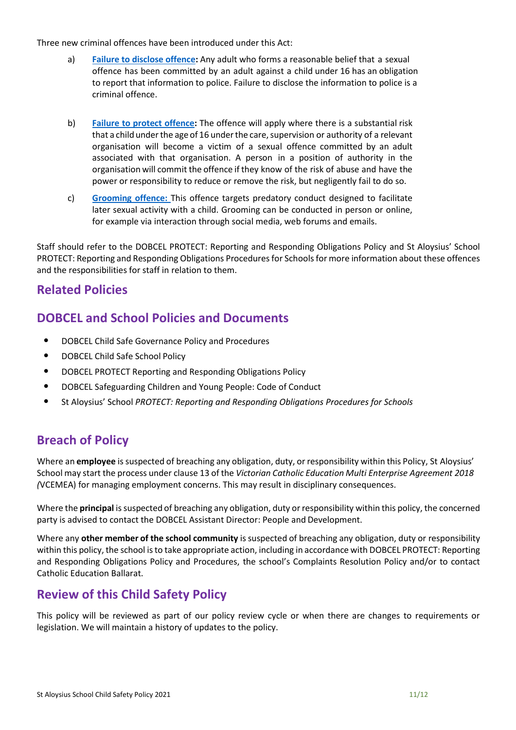Three new criminal offences have been introduced under this Act:

a) **Failure to disclose offence:** Any adult who forms a reasonable belief that a sexual offence has been committed by an adult against a child under 16 has an obligation to report that information to police. Failure to disclose the information to police is a criminal offence.

b) **Failure to protect offence:** The offence will apply where there is a substantial risk that a child under the age of 16 under the care, supervision or authority of a relevant organisation will become a victim of a sexual offence committed by an adult associated with that organisation. A person in a position of authority in the organisation will commit the offence if they know of the risk of abuse and have the power or responsibility to reduce or remove the risk, but negligently fail to do so.

c) **Grooming offence:** This offence targets predatory conduct designed to facilitate later sexual activity with a child. Grooming can be conducted in person or online, for example via interaction through social media, web forums and emails.

Staff should refer to the DOBCEL PROTECT: Reporting and Responding Obligations Policy and St Aloysius' School PROTECT: Reporting and Responding Obligations Procedures for Schools for more information about these offences and the responsibilities for staff in relation to them.

## Related Policies

## DOBCEL and School Policies and Documents

- DOBCEL Child Safe Governance Policy and Procedures
- DOBCEL Child Safe School Policy
- DOBCEL PROTECT Reporting and Responding Obligations Policy
- DOBCEL Safeguarding Children and Young People: Code of Conduct
- St Aloysius' School *PROTECT: Reporting and Responding Obligations Procedures for Schools*

## Breach of Policy

Where an **employee** is suspected of breaching any obligation, duty, or responsibility within this Policy, St Aloysius' School may start the process under clause 13 of the *Victorian Catholic Education Multi Enterprise Agreement 2018 (*VCEMEA) for managing employment concerns. This may result in disciplinary consequences.

Where the **principal** is suspected of breaching any obligation, duty or responsibility within this policy, the concerned party is advised to contact the DOBCEL Assistant Director: People and Development.

Where any **other member of the school community** is suspected of breaching any obligation, duty or responsibility within this policy, the school is to take appropriate action, including in accordance with DOBCEL PROTECT: Reporting and Responding Obligations Policy and Procedures, the school's Complaints Resolution Policy and/or to contact Catholic Education Ballarat.

## Review of this Child Safety Policy

This policy will be reviewed as part of our policy review cycle or when there are changes to requirements or legislation. We will maintain a history of updates to the policy.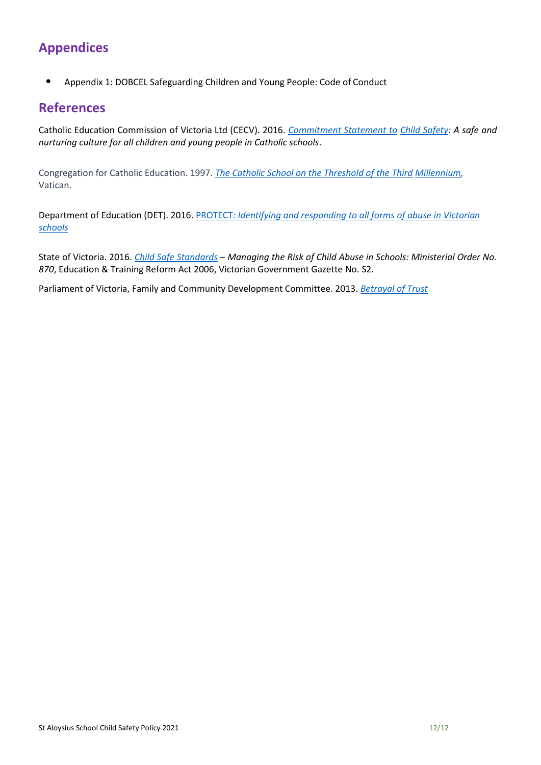## Appendices

- Appendix 1: DOBCEL Safeguarding Children and Young People: Code of Conduct

## References

Catholic Education Commission of Victoria Ltd (CECV). 2016. *Commitment Statement to Child Safety: A safe and nurturing culture for all children and young people in Catholic schools*.

Congregation for Catholic Education. 1997. *The Catholic School on the Threshold of the Third Millennium,* Vatican.

Department of Education (DET). 2016. PROTECT*: Identifying and responding to all forms of abuse in Victorian schools*

State of Victoria. 2016. *Child Safe Standards – Managing the Risk of Child Abuse in Schools: Ministerial Order No. 870*, Education & Training Reform Act 2006, Victorian Government Gazette No. S2.

Parliament of Victoria, Family and Community Development Committee. 2013. *Betrayal of Trust*